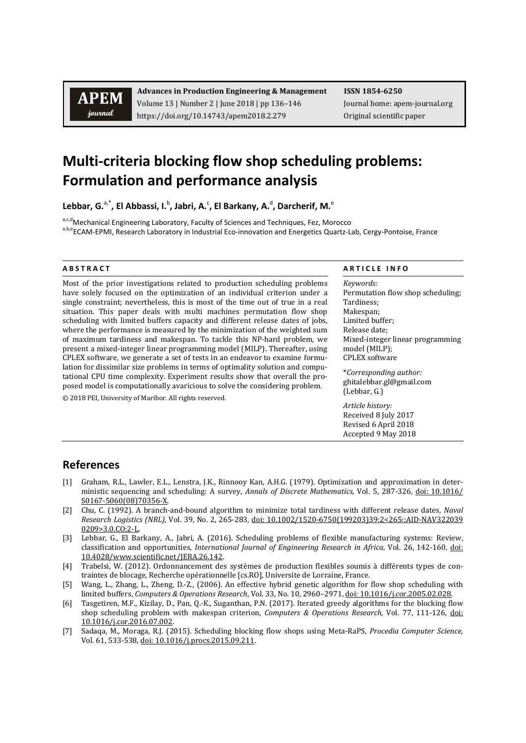**APEM journal**

**Advances in Production Engineering & Management**
Volume 13 | Number 2 | June 2018 | pp 136–146
https://doi.org/10.14743/apem2018.2.279

**ISSN 1854-6250**
Journal home: apem-journal.org
Original scientific paper

# Multi-criteria blocking flow shop scheduling problems: Formulation and performance analysis

**Lebbar, G.**[a,*], **El Abbassi, I.**[b], **Jabri, A.**[c], **El Barkany, A.**[d], **Darcherif, M.**[e]

[a,c,d]Mechanical Engineering Laboratory, Faculty of Sciences and Techniques, Fez, Morocco
[a,b,e]ECAM-EPMI, Research Laboratory in Industrial Eco-innovation and Energetics Quartz-Lab, Cergy-Pontoise, France

**A B S T R A C T**

Most of the prior investigations related to production scheduling problems have solely focused on the optimization of an individual criterion under a single constraint; nevertheless, this is most of the time out of true in a real situation. This paper deals with multi machines permutation flow shop scheduling with limited buffers capacity and different release dates of jobs, where the performance is measured by the minimization of the weighted sum of maximum tardiness and makespan. To tackle this NP-hard problem, we present a mixed-integer linear programming model (MILP). Thereafter, using CPLEX software, we generate a set of tests in an endeavor to examine formulation for dissimilar size problems in terms of optimality solution and computational CPU time complexity. Experiment results show that overall the proposed model is computationally avaricious to solve the considering problem.

© 2018 PEI, University of Maribor. All rights reserved.

**A R T I C L E I N F O**

*Keywords:*
Permutation flow shop scheduling;
Tardiness;
Makespan;
Limited buffer;
Release date;
Mixed-integer linear programming model (MILP);
CPLEX software

\**Corresponding author:*
ghitalebbar.gl@gmail.com
(Lebbar, G.)

*Article history:*
Received 8 July 2017
Revised 6 April 2018
Accepted 9 May 2018

## References

[1] Graham, R.L., Lawler, E.L., Lenstra, J.K., Rinnooy Kan, A.H.G. (1979). Optimization and approximation in deterministic sequencing and scheduling: A survey, *Annals of Discrete Mathematics,* Vol. 5, 287-326, doi: 10.1016/S0167-5060(08)70356-X.

[2] Chu, C. (1992). A branch-and-bound algorithm to minimize total tardiness with different release dates, *Naval Research Logistics (NRL),* Vol. 39, No. 2, 265-283, doi: 10.1002/1520-6750(199203)39:2<265::AID-NAV3220390209>3.0.CO;2-L.

[3] Lebbar, G., El Barkany, A., Jabri, A. (2016). Scheduling problems of flexible manufacturing systems: Review, classification and opportunities, *International Journal of Engineering Research in Africa*, Vol. 26, 142-160, doi: 10.4028/www.scientific.net/JERA.26.142.

[4] Trabelsi, W. (2012). Ordonnancement des systèmes de production flexibles soumis à différents types de contraintes de blocage, Recherche opérationnelle [cs.RO], Universite de Lorraine, France.

[5] Wang, L., Zhang, L., Zheng, D.-Z., (2006). An effective hybrid genetic algorithm for flow shop scheduling with limited buffers, *Computers & Operations Research*, Vol. 33, No. 10, 2960–2971, doi: 10.1016/j.cor.2005.02.028.

[6] Tasgetiren, M.F., Kizilay, D., Pan, Q.-K., Suganthan, P.N. (2017). Iterated greedy algorithms for the blocking flow shop scheduling problem with makespan criterion, *Computers & Operations Research*, Vol. 77, 111-126, doi: 10.1016/j.cor.2016.07.002.

[7] Sadaqa, M., Moraga, R.J. (2015). Scheduling blocking flow shops using Meta-RaPS*, Procedia Computer Science*, Vol. 61, 533-538, doi: 10.1016/j.procs.2015.09.211.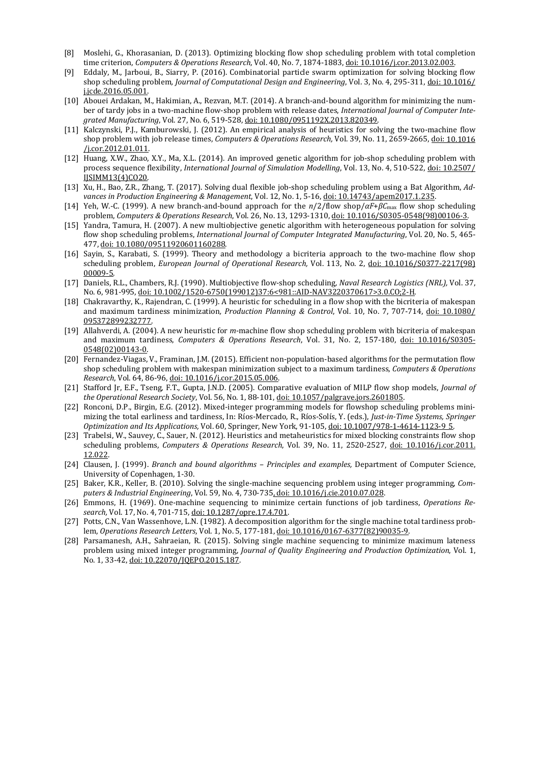[8] Moslehi, G., Khorasanian, D. (2013). Optimizing blocking flow shop scheduling problem with total completion time criterion, *Computers & Operations Research*, Vol. 40, No. 7, 1874-1883, doi: 10.1016/j.cor.2013.02.003.

[9] Eddaly, M., Jarboui, B., Siarry, P. (2016). Combinatorial particle swarm optimization for solving blocking flow shop scheduling problem, *Journal of Computational Design and Engineering*, Vol. 3, No. 4, 295-311, doi: 10.1016/j.jcde.2016.05.001.

[10] Abouei Ardakan, M., Hakimian, A., Rezvan, M.T. (2014). A branch-and-bound algorithm for minimizing the number of tardy jobs in a two-machine flow-shop problem with release dates, *International Journal of Computer Integrated Manufacturing*, Vol. 27, No. 6, 519-528, doi: 10.1080/0951192X.2013.820349.

[11] Kalczynski, P.J., Kamburowski, J. (2012). An empirical analysis of heuristics for solving the two-machine flow shop problem with job release times, *Computers & Operations Research,* Vol. 39, No. 11, 2659-2665, doi: 10.1016/j.cor.2012.01.011.

[12] Huang, X.W., Zhao, X.Y., Ma, X.L. (2014). An improved genetic algorithm for job-shop scheduling problem with process sequence flexibility, *International Journal of Simulation Modelling*, Vol. 13, No. 4, 510-522, doi: 10.2507/IJSIMM13(4)CO20.

[13] Xu, H., Bao, Z.R., Zhang, T. (2017). Solving dual flexible job-shop scheduling problem using a Bat Algorithm, *Advances in Production Engineering & Management*, Vol. 12, No. 1, 5-16, doi: 10.14743/apem2017.1.235.

[14] Yeh, W.-C. (1999). A new branch-and-bound approach for the $n/2$/flow shop/$\alpha F+\beta C_{\max}$ flow shop scheduling problem, *Computers & Operations Research*, Vol. 26, No. 13, 1293-1310, doi: 10.1016/S0305-0548(98)00106-3.

[15] Yandra, Tamura, H. (2007). A new multiobjective genetic algorithm with heterogeneous population for solving flow shop scheduling problems, *International Journal of Computer Integrated Manufacturing*, Vol. 20, No. 5, 465-477, doi: 10.1080/09511920601160288.

[16] Sayin, S., Karabati, S. (1999). Theory and methodology a bicriteria approach to the two-machine flow shop scheduling problem, *European Journal of Operational Research,* Vol. 113, No. 2, doi: 10.1016/S0377-2217(98)00009-5.

[17] Daniels, R.L., Chambers, R.J. (1990). Multiobjective flow-shop scheduling, *Naval Research Logistics (NRL),* Vol. 37, No. 6, 981-995, doi: 10.1002/1520-6750(199012)37:6<981::AID-NAV3220370617>3.0.CO;2-H.

[18] Chakravarthy, K., Rajendran, C. (1999). A heuristic for scheduling in a flow shop with the bicriteria of makespan and maximum tardiness minimization, *Production Planning & Control*, Vol. 10, No. 7, 707-714, doi: 10.1080/095372899232777.

[19] Allahverdi, A. (2004). A new heuristic for *m*-machine flow shop scheduling problem with bicriteria of makespan and maximum tardiness, *Computers & Operations Research*, Vol. 31, No. 2, 157-180, doi: 10.1016/S0305-0548(02)00143-0.

[20] Fernandez-Viagas, V., Framinan, J.M. (2015). Efficient non-population-based algorithms for the permutation flow shop scheduling problem with makespan minimization subject to a maximum tardiness, *Computers & Operations Research*, Vol. 64, 86-96, doi: 10.1016/j.cor.2015.05.006.

[21] Stafford Jr, E.F., Tseng, F.T., Gupta, J.N.D. (2005). Comparative evaluation of MILP flow shop models, *Journal of the Operational Research Society*, Vol. 56, No. 1, 88-101, doi: 10.1057/palgrave.jors.2601805.

[22] Ronconi, D.P., Birgin, E.G. (2012). Mixed-integer programming models for flowshop scheduling problems minimizing the total earliness and tardiness, In: Ríos-Mercado, R., Ríos-Solís, Y. (eds.), *Just-in-Time Systems, Springer Optimization and Its Applications,* Vol. 60, Springer, New York, 91-105, doi: 10.1007/978-1-4614-1123-9 5.

[23] Trabelsi, W., Sauvey, C., Sauer, N. (2012). Heuristics and metaheuristics for mixed blocking constraints flow shop scheduling problems, *Computers & Operations Research,* Vol. 39, No. 11, 2520-2527, doi: 10.1016/j.cor.2011.12.022.

[24] Clausen, J. (1999). *Branch and bound algorithms – Principles and examples,* Department of Computer Science, University of Copenhagen, 1-30.

[25] Baker, K.R., Keller, B. (2010). Solving the single-machine sequencing problem using integer programming, *Computers & Industrial Engineering*, Vol. 59, No. 4, 730-735, doi: 10.1016/j.cie.2010.07.028.

[26] Emmons, H. (1969). One-machine sequencing to minimize certain functions of job tardiness, *Operations Research,* Vol. 17, No. 4, 701-715, doi: 10.1287/opre.17.4.701.

[27] Potts, C.N., Van Wassenhove, L.N. (1982). A decomposition algorithm for the single machine total tardiness problem, *Operations Research Letters*, Vol. 1, No. 5, 177-181, doi: 10.1016/0167-6377(82)90035-9.

[28] Parsamanesh, A.H., Sahraeian, R. (2015). Solving single machine sequencing to minimize maximum lateness problem using mixed integer programming, *Journal of Quality Engineering and Production Optimization*, Vol. 1, No. 1, 33-42, doi: 10.22070/JQEPO.2015.187.